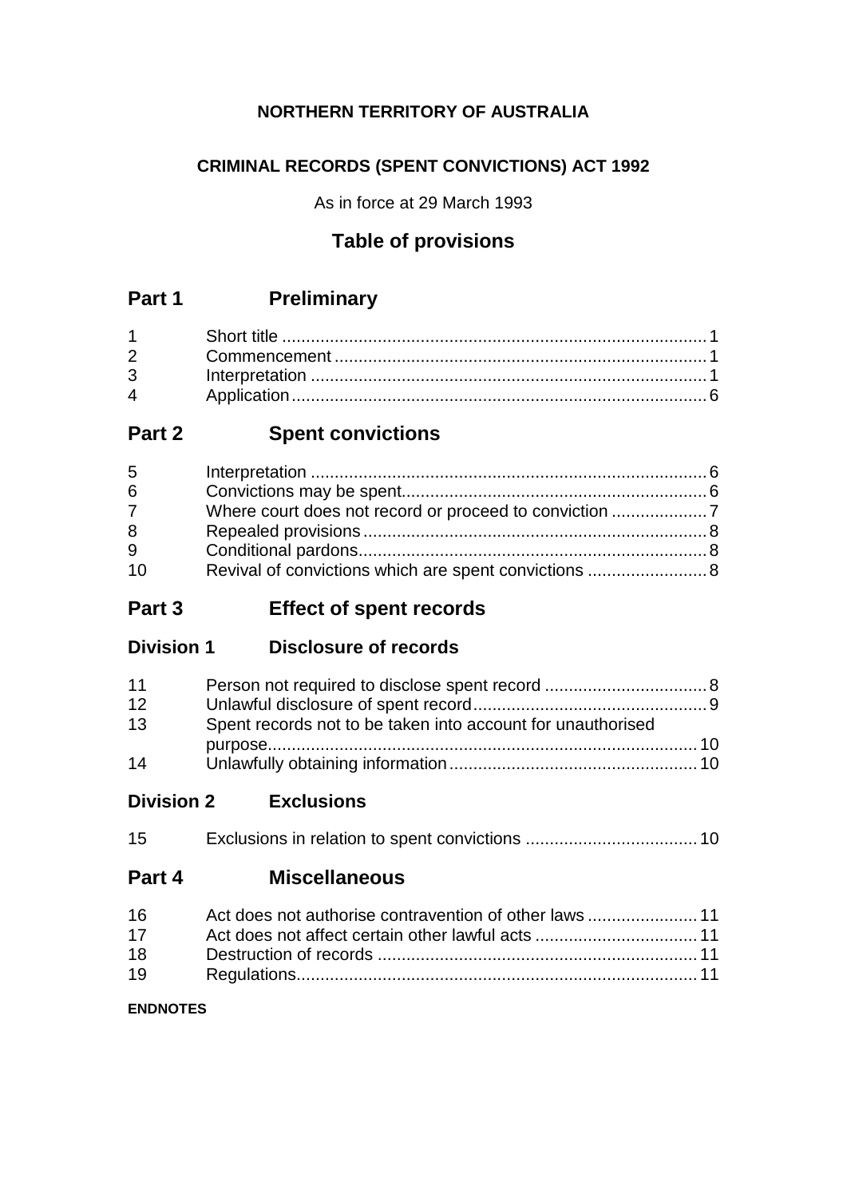**NORTHERN TERRITORY OF AUSTRALIA**

**CRIMINAL RECORDS (SPENT CONVICTIONS) ACT 1992**

As in force at 29 March 1993

## Table of provisions

## Part 1 Preliminary

| | | |
|---|---|---|
| 1 | Short title | 1 |
| 2 | Commencement | 1 |
| 3 | Interpretation | 1 |
| 4 | Application | 6 |

## Part 2 Spent convictions

| | | |
|---|---|---|
| 5 | Interpretation | 6 |
| 6 | Convictions may be spent | 6 |
| 7 | Where court does not record or proceed to conviction | 7 |
| 8 | Repealed provisions | 8 |
| 9 | Conditional pardons | 8 |
| 10 | Revival of convictions which are spent convictions | 8 |

## Part 3 Effect of spent records

### Division 1 Disclosure of records

| | | |
|---|---|---|
| 11 | Person not required to disclose spent record | 8 |
| 12 | Unlawful disclosure of spent record | 9 |
| 13 | Spent records not to be taken into account for unauthorised purpose | 10 |
| 14 | Unlawfully obtaining information | 10 |

### Division 2 Exclusions

| | | |
|---|---|---|
| 15 | Exclusions in relation to spent convictions | 10 |

## Part 4 Miscellaneous

| | | |
|---|---|---|
| 16 | Act does not authorise contravention of other laws | 11 |
| 17 | Act does not affect certain other lawful acts | 11 |
| 18 | Destruction of records | 11 |
| 19 | Regulations | 11 |

**ENDNOTES**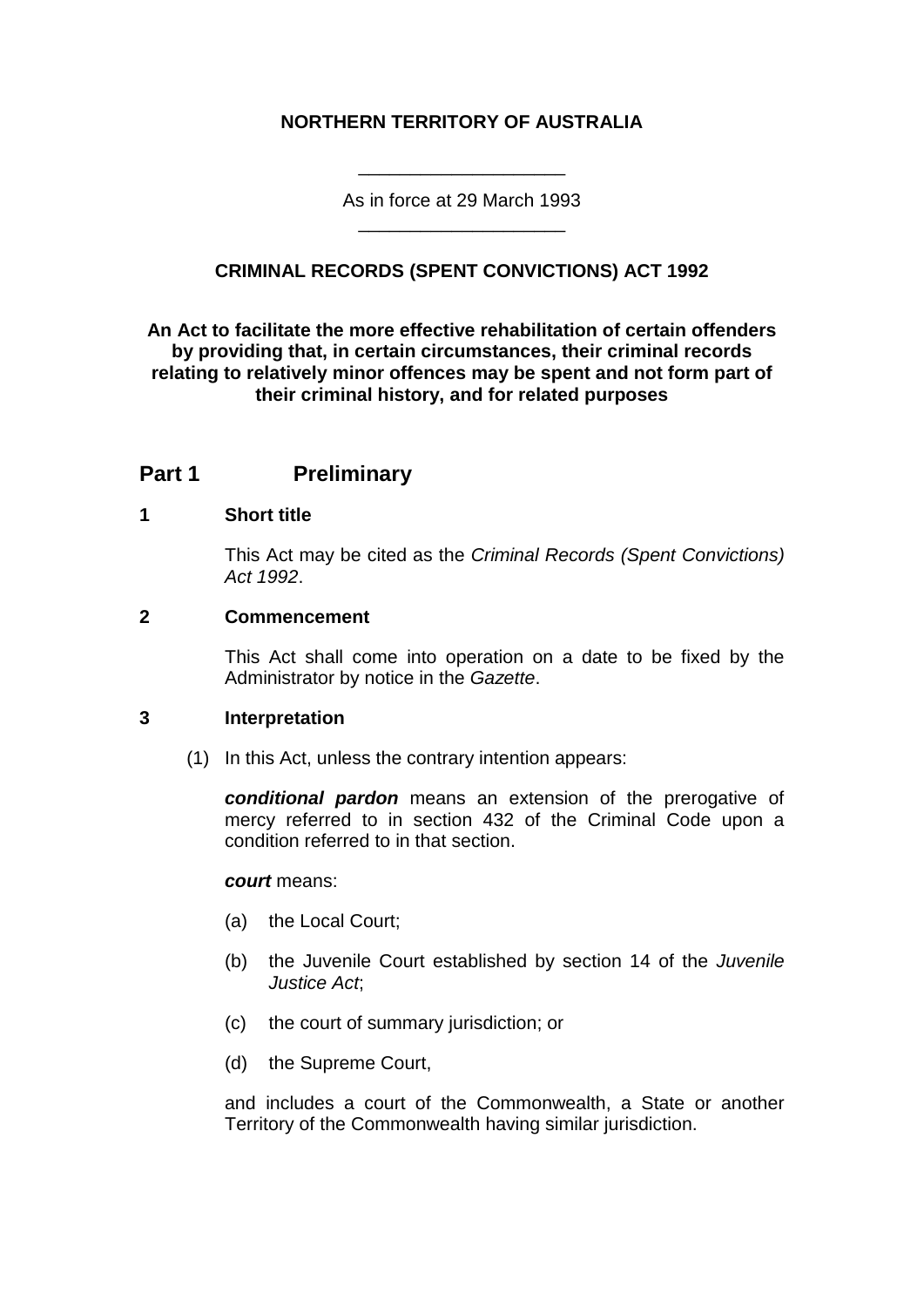**NORTHERN TERRITORY OF AUSTRALIA**

As in force at 29 March 1993

**CRIMINAL RECORDS (SPENT CONVICTIONS) ACT 1992**

**An Act to facilitate the more effective rehabilitation of certain offenders by providing that, in certain circumstances, their criminal records relating to relatively minor offences may be spent and not form part of their criminal history, and for related purposes**

## Part 1 Preliminary

### 1 Short title

This Act may be cited as the *Criminal Records (Spent Convictions) Act 1992*.

### 2 Commencement

This Act shall come into operation on a date to be fixed by the Administrator by notice in the *Gazette*.

### 3 Interpretation

(1) In this Act, unless the contrary intention appears:

***conditional pardon*** means an extension of the prerogative of mercy referred to in section 432 of the Criminal Code upon a condition referred to in that section.

***court*** means:

(a) the Local Court;

(b) the Juvenile Court established by section 14 of the *Juvenile Justice Act*;

(c) the court of summary jurisdiction; or

(d) the Supreme Court,

and includes a court of the Commonwealth, a State or another Territory of the Commonwealth having similar jurisdiction.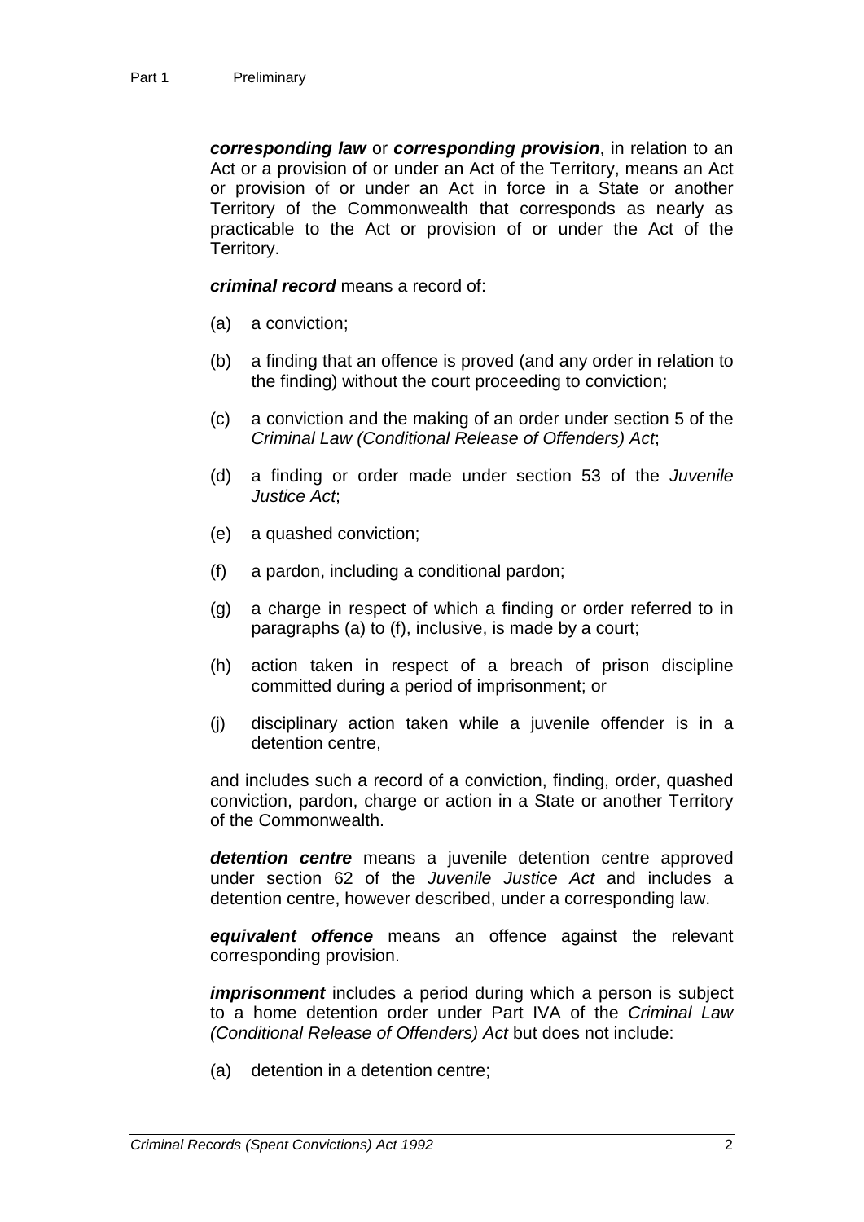***corresponding law*** or ***corresponding provision***, in relation to an Act or a provision of or under an Act of the Territory, means an Act or provision of or under an Act in force in a State or another Territory of the Commonwealth that corresponds as nearly as practicable to the Act or provision of or under the Act of the Territory.

***criminal record*** means a record of:

(a) a conviction;

(b) a finding that an offence is proved (and any order in relation to the finding) without the court proceeding to conviction;

(c) a conviction and the making of an order under section 5 of the *Criminal Law (Conditional Release of Offenders) Act*;

(d) a finding or order made under section 53 of the *Juvenile Justice Act*;

(e) a quashed conviction;

(f) a pardon, including a conditional pardon;

(g) a charge in respect of which a finding or order referred to in paragraphs (a) to (f), inclusive, is made by a court;

(h) action taken in respect of a breach of prison discipline committed during a period of imprisonment; or

(j) disciplinary action taken while a juvenile offender is in a detention centre,

and includes such a record of a conviction, finding, order, quashed conviction, pardon, charge or action in a State or another Territory of the Commonwealth.

***detention centre*** means a juvenile detention centre approved under section 62 of the *Juvenile Justice Act* and includes a detention centre, however described, under a corresponding law.

***equivalent offence*** means an offence against the relevant corresponding provision.

***imprisonment*** includes a period during which a person is subject to a home detention order under Part IVA of the *Criminal Law (Conditional Release of Offenders) Act* but does not include:

(a) detention in a detention centre;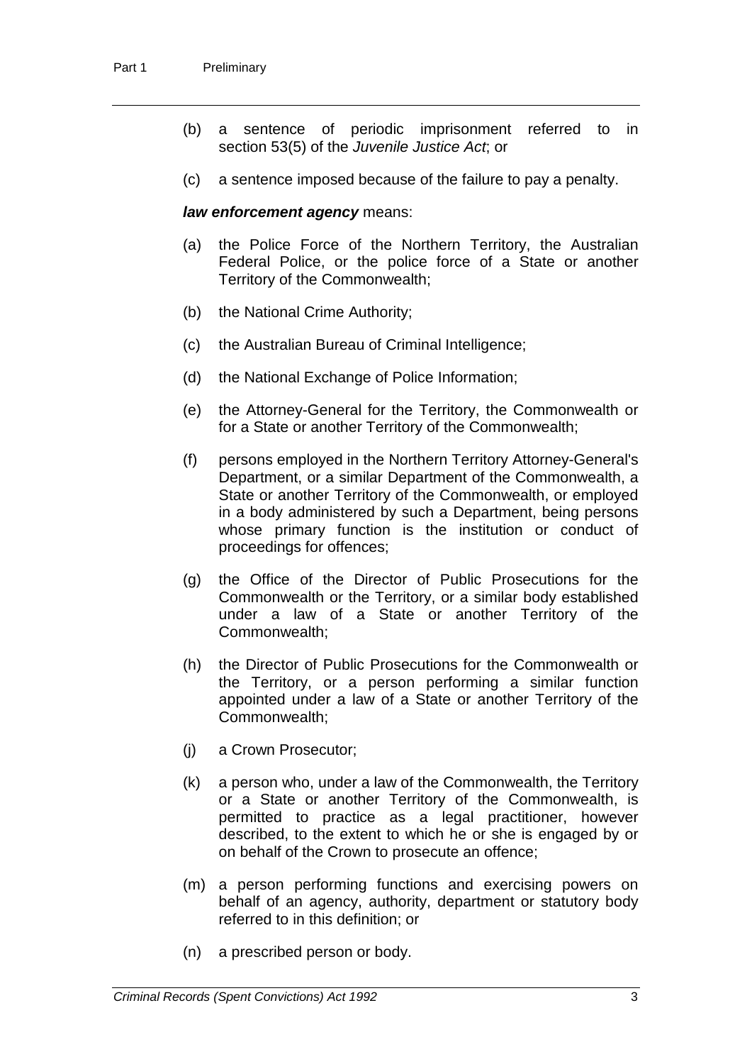(b) a sentence of periodic imprisonment referred to in section 53(5) of the *Juvenile Justice Act*; or

(c) a sentence imposed because of the failure to pay a penalty.

***law enforcement agency*** means:

(a) the Police Force of the Northern Territory, the Australian Federal Police, or the police force of a State or another Territory of the Commonwealth;

(b) the National Crime Authority;

(c) the Australian Bureau of Criminal Intelligence;

(d) the National Exchange of Police Information;

(e) the Attorney-General for the Territory, the Commonwealth or for a State or another Territory of the Commonwealth;

(f) persons employed in the Northern Territory Attorney-General's Department, or a similar Department of the Commonwealth, a State or another Territory of the Commonwealth, or employed in a body administered by such a Department, being persons whose primary function is the institution or conduct of proceedings for offences;

(g) the Office of the Director of Public Prosecutions for the Commonwealth or the Territory, or a similar body established under a law of a State or another Territory of the Commonwealth;

(h) the Director of Public Prosecutions for the Commonwealth or the Territory, or a person performing a similar function appointed under a law of a State or another Territory of the Commonwealth;

(j) a Crown Prosecutor;

(k) a person who, under a law of the Commonwealth, the Territory or a State or another Territory of the Commonwealth, is permitted to practice as a legal practitioner, however described, to the extent to which he or she is engaged by or on behalf of the Crown to prosecute an offence;

(m) a person performing functions and exercising powers on behalf of an agency, authority, department or statutory body referred to in this definition; or

(n) a prescribed person or body.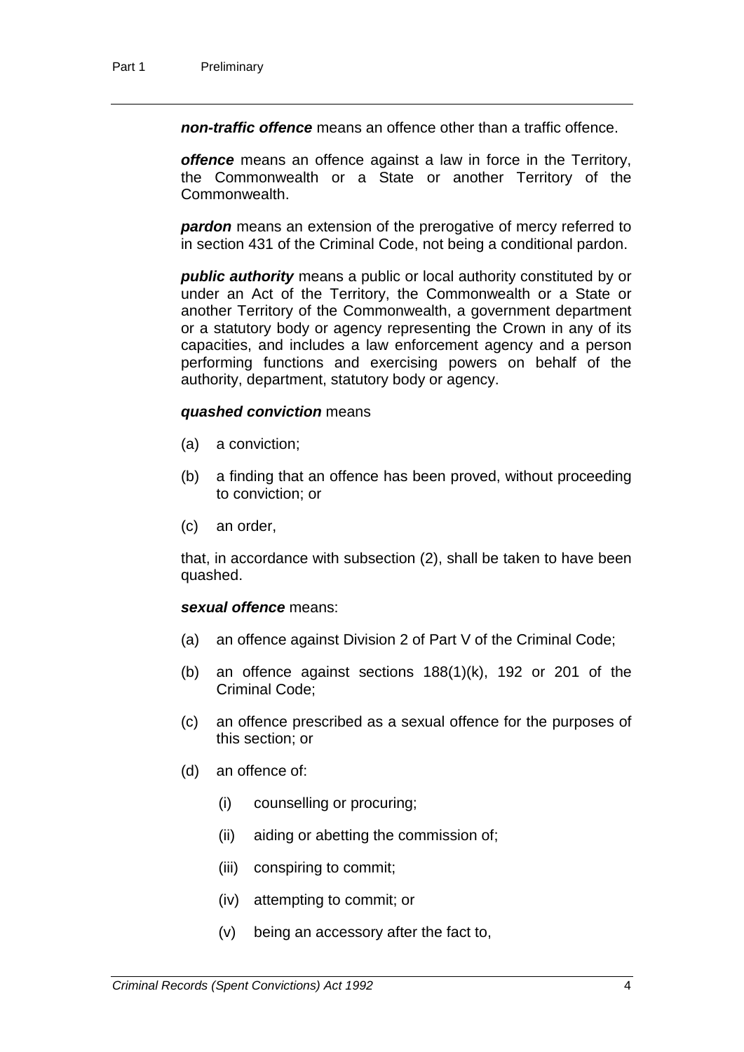***non-traffic offence*** means an offence other than a traffic offence.

***offence*** means an offence against a law in force in the Territory, the Commonwealth or a State or another Territory of the Commonwealth.

***pardon*** means an extension of the prerogative of mercy referred to in section 431 of the Criminal Code, not being a conditional pardon.

***public authority*** means a public or local authority constituted by or under an Act of the Territory, the Commonwealth or a State or another Territory of the Commonwealth, a government department or a statutory body or agency representing the Crown in any of its capacities, and includes a law enforcement agency and a person performing functions and exercising powers on behalf of the authority, department, statutory body or agency.

***quashed conviction*** means

(a) a conviction;

(b) a finding that an offence has been proved, without proceeding to conviction; or

(c) an order,

that, in accordance with subsection (2), shall be taken to have been quashed.

***sexual offence*** means:

(a) an offence against Division 2 of Part V of the Criminal Code;

(b) an offence against sections 188(1)(k), 192 or 201 of the Criminal Code;

(c) an offence prescribed as a sexual offence for the purposes of this section; or

(d) an offence of:

  (i) counselling or procuring;

  (ii) aiding or abetting the commission of;

  (iii) conspiring to commit;

  (iv) attempting to commit; or

  (v) being an accessory after the fact to,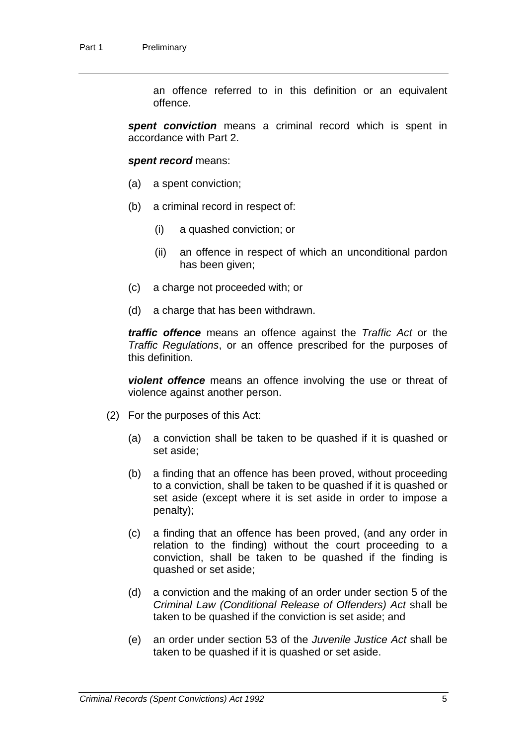an offence referred to in this definition or an equivalent offence.

***spent conviction*** means a criminal record which is spent in accordance with Part 2.

***spent record*** means:

(a) a spent conviction;

(b) a criminal record in respect of:

  (i) a quashed conviction; or

  (ii) an offence in respect of which an unconditional pardon has been given;

(c) a charge not proceeded with; or

(d) a charge that has been withdrawn.

***traffic offence*** means an offence against the *Traffic Act* or the *Traffic Regulations*, or an offence prescribed for the purposes of this definition.

***violent offence*** means an offence involving the use or threat of violence against another person.

(2) For the purposes of this Act:

(a) a conviction shall be taken to be quashed if it is quashed or set aside;

(b) a finding that an offence has been proved, without proceeding to a conviction, shall be taken to be quashed if it is quashed or set aside (except where it is set aside in order to impose a penalty);

(c) a finding that an offence has been proved, (and any order in relation to the finding) without the court proceeding to a conviction, shall be taken to be quashed if the finding is quashed or set aside;

(d) a conviction and the making of an order under section 5 of the *Criminal Law (Conditional Release of Offenders) Act* shall be taken to be quashed if the conviction is set aside; and

(e) an order under section 53 of the *Juvenile Justice Act* shall be taken to be quashed if it is quashed or set aside.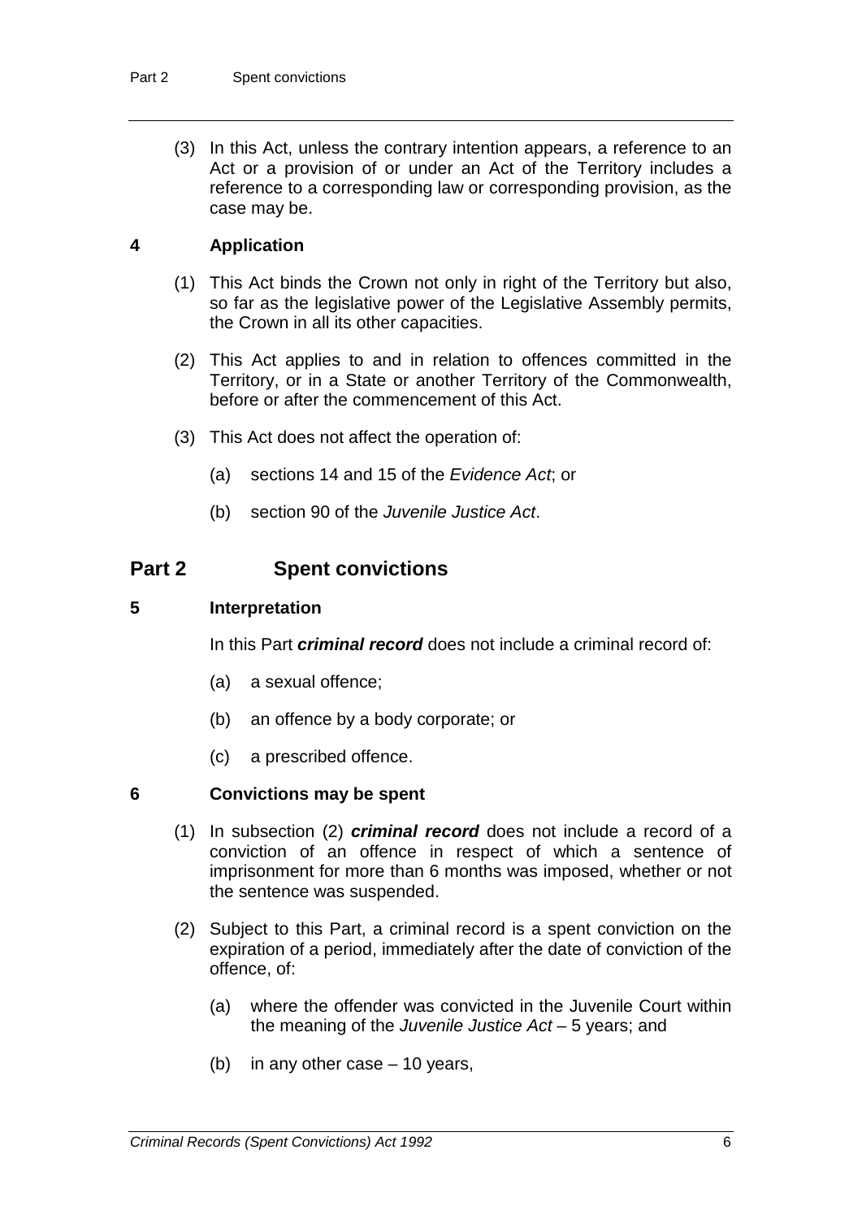(3) In this Act, unless the contrary intention appears, a reference to an Act or a provision of or under an Act of the Territory includes a reference to a corresponding law or corresponding provision, as the case may be.

### 4 Application

(1) This Act binds the Crown not only in right of the Territory but also, so far as the legislative power of the Legislative Assembly permits, the Crown in all its other capacities.

(2) This Act applies to and in relation to offences committed in the Territory, or in a State or another Territory of the Commonwealth, before or after the commencement of this Act.

(3) This Act does not affect the operation of:

- (a) sections 14 and 15 of the *Evidence Act*; or
- (b) section 90 of the *Juvenile Justice Act*.

## Part 2 Spent convictions

### 5 Interpretation

In this Part ***criminal record*** does not include a criminal record of:

- (a) a sexual offence;
- (b) an offence by a body corporate; or
- (c) a prescribed offence.

### 6 Convictions may be spent

(1) In subsection (2) ***criminal record*** does not include a record of a conviction of an offence in respect of which a sentence of imprisonment for more than 6 months was imposed, whether or not the sentence was suspended.

(2) Subject to this Part, a criminal record is a spent conviction on the expiration of a period, immediately after the date of conviction of the offence, of:

- (a) where the offender was convicted in the Juvenile Court within the meaning of the *Juvenile Justice Act* – 5 years; and
- (b) in any other case – 10 years,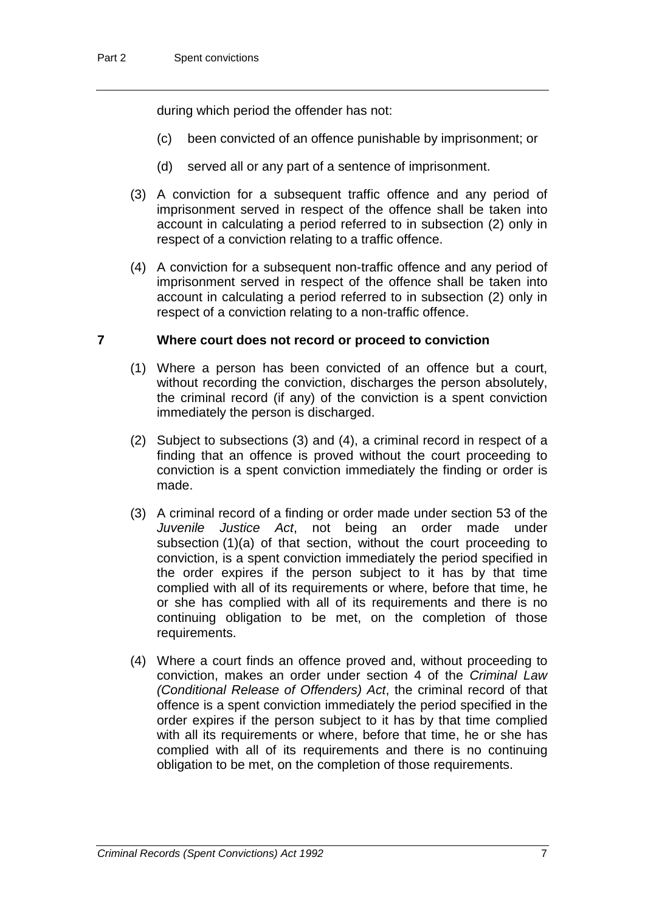during which period the offender has not:

(c) been convicted of an offence punishable by imprisonment; or

(d) served all or any part of a sentence of imprisonment.

(3) A conviction for a subsequent traffic offence and any period of imprisonment served in respect of the offence shall be taken into account in calculating a period referred to in subsection (2) only in respect of a conviction relating to a traffic offence.

(4) A conviction for a subsequent non-traffic offence and any period of imprisonment served in respect of the offence shall be taken into account in calculating a period referred to in subsection (2) only in respect of a conviction relating to a non-traffic offence.

## 7 Where court does not record or proceed to conviction

(1) Where a person has been convicted of an offence but a court, without recording the conviction, discharges the person absolutely, the criminal record (if any) of the conviction is a spent conviction immediately the person is discharged.

(2) Subject to subsections (3) and (4), a criminal record in respect of a finding that an offence is proved without the court proceeding to conviction is a spent conviction immediately the finding or order is made.

(3) A criminal record of a finding or order made under section 53 of the *Juvenile Justice Act*, not being an order made under subsection (1)(a) of that section, without the court proceeding to conviction, is a spent conviction immediately the period specified in the order expires if the person subject to it has by that time complied with all of its requirements or where, before that time, he or she has complied with all of its requirements and there is no continuing obligation to be met, on the completion of those requirements.

(4) Where a court finds an offence proved and, without proceeding to conviction, makes an order under section 4 of the *Criminal Law (Conditional Release of Offenders) Act*, the criminal record of that offence is a spent conviction immediately the period specified in the order expires if the person subject to it has by that time complied with all its requirements or where, before that time, he or she has complied with all of its requirements and there is no continuing obligation to be met, on the completion of those requirements.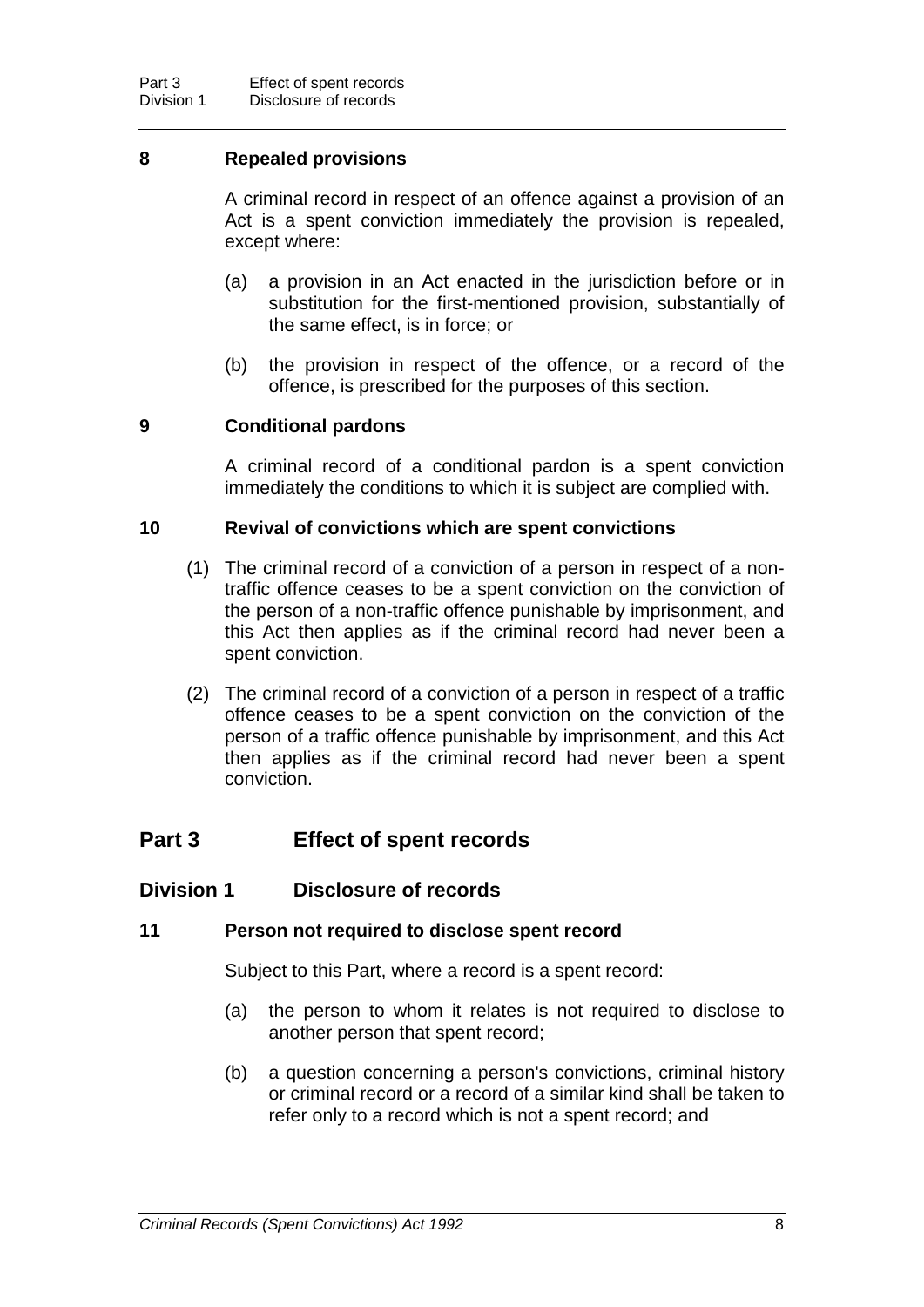### 8 Repealed provisions

A criminal record in respect of an offence against a provision of an Act is a spent conviction immediately the provision is repealed, except where:

(a) a provision in an Act enacted in the jurisdiction before or in substitution for the first-mentioned provision, substantially of the same effect, is in force; or

(b) the provision in respect of the offence, or a record of the offence, is prescribed for the purposes of this section.

### 9 Conditional pardons

A criminal record of a conditional pardon is a spent conviction immediately the conditions to which it is subject are complied with.

### 10 Revival of convictions which are spent convictions

(1) The criminal record of a conviction of a person in respect of a non-traffic offence ceases to be a spent conviction on the conviction of the person of a non-traffic offence punishable by imprisonment, and this Act then applies as if the criminal record had never been a spent conviction.

(2) The criminal record of a conviction of a person in respect of a traffic offence ceases to be a spent conviction on the conviction of the person of a traffic offence punishable by imprisonment, and this Act then applies as if the criminal record had never been a spent conviction.

## Part 3 Effect of spent records

## Division 1 Disclosure of records

### 11 Person not required to disclose spent record

Subject to this Part, where a record is a spent record:

(a) the person to whom it relates is not required to disclose to another person that spent record;

(b) a question concerning a person's convictions, criminal history or criminal record or a record of a similar kind shall be taken to refer only to a record which is not a spent record; and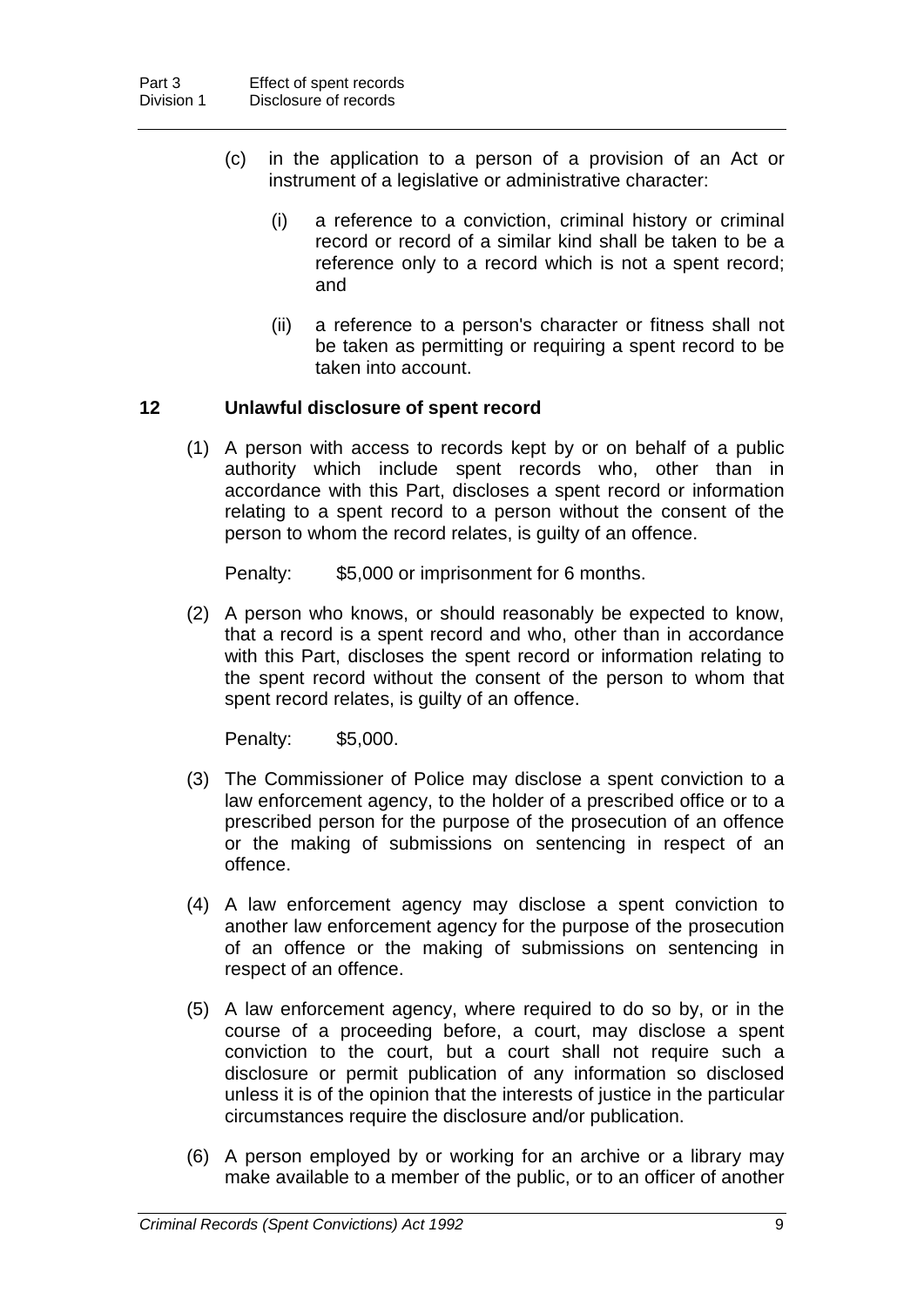(c) in the application to a person of a provision of an Act or instrument of a legislative or administrative character:

   (i) a reference to a conviction, criminal history or criminal record or record of a similar kind shall be taken to be a reference only to a record which is not a spent record; and

   (ii) a reference to a person's character or fitness shall not be taken as permitting or requiring a spent record to be taken into account.

### 12 Unlawful disclosure of spent record

(1) A person with access to records kept by or on behalf of a public authority which include spent records who, other than in accordance with this Part, discloses a spent record or information relating to a spent record to a person without the consent of the person to whom the record relates, is guilty of an offence.

Penalty: $5,000 or imprisonment for 6 months.

(2) A person who knows, or should reasonably be expected to know, that a record is a spent record and who, other than in accordance with this Part, discloses the spent record or information relating to the spent record without the consent of the person to whom that spent record relates, is guilty of an offence.

Penalty: $5,000.

(3) The Commissioner of Police may disclose a spent conviction to a law enforcement agency, to the holder of a prescribed office or to a prescribed person for the purpose of the prosecution of an offence or the making of submissions on sentencing in respect of an offence.

(4) A law enforcement agency may disclose a spent conviction to another law enforcement agency for the purpose of the prosecution of an offence or the making of submissions on sentencing in respect of an offence.

(5) A law enforcement agency, where required to do so by, or in the course of a proceeding before, a court, may disclose a spent conviction to the court, but a court shall not require such a disclosure or permit publication of any information so disclosed unless it is of the opinion that the interests of justice in the particular circumstances require the disclosure and/or publication.

(6) A person employed by or working for an archive or a library may make available to a member of the public, or to an officer of another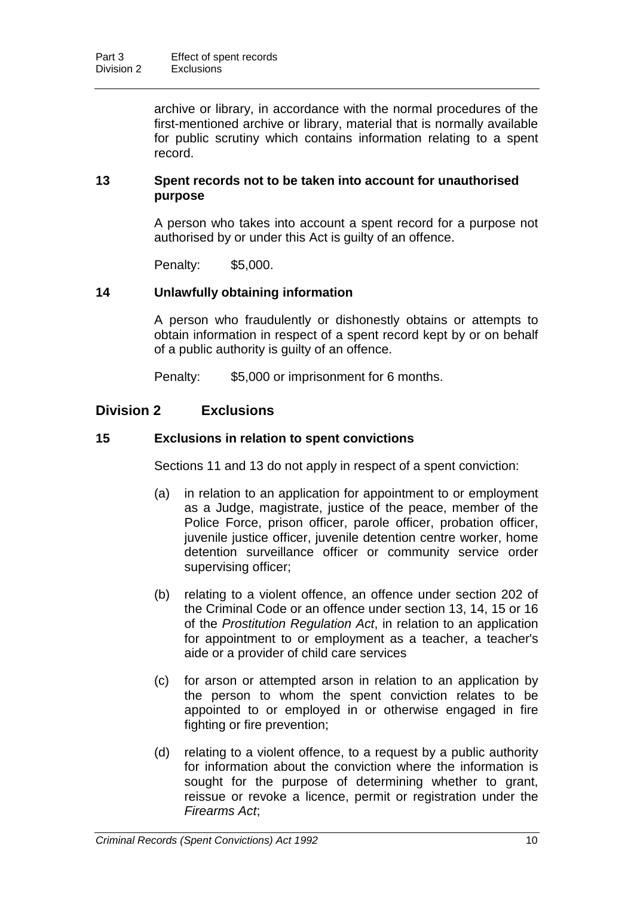archive or library, in accordance with the normal procedures of the first-mentioned archive or library, material that is normally available for public scrutiny which contains information relating to a spent record.

### 13 Spent records not to be taken into account for unauthorised purpose

A person who takes into account a spent record for a purpose not authorised by or under this Act is guilty of an offence.

Penalty: $5,000.

### 14 Unlawfully obtaining information

A person who fraudulently or dishonestly obtains or attempts to obtain information in respect of a spent record kept by or on behalf of a public authority is guilty of an offence.

Penalty: $5,000 or imprisonment for 6 months.

## Division 2 Exclusions

### 15 Exclusions in relation to spent convictions

Sections 11 and 13 do not apply in respect of a spent conviction:

(a) in relation to an application for appointment to or employment as a Judge, magistrate, justice of the peace, member of the Police Force, prison officer, parole officer, probation officer, juvenile justice officer, juvenile detention centre worker, home detention surveillance officer or community service order supervising officer;

(b) relating to a violent offence, an offence under section 202 of the Criminal Code or an offence under section 13, 14, 15 or 16 of the *Prostitution Regulation Act*, in relation to an application for appointment to or employment as a teacher, a teacher's aide or a provider of child care services

(c) for arson or attempted arson in relation to an application by the person to whom the spent conviction relates to be appointed to or employed in or otherwise engaged in fire fighting or fire prevention;

(d) relating to a violent offence, to a request by a public authority for information about the conviction where the information is sought for the purpose of determining whether to grant, reissue or revoke a licence, permit or registration under the *Firearms Act*;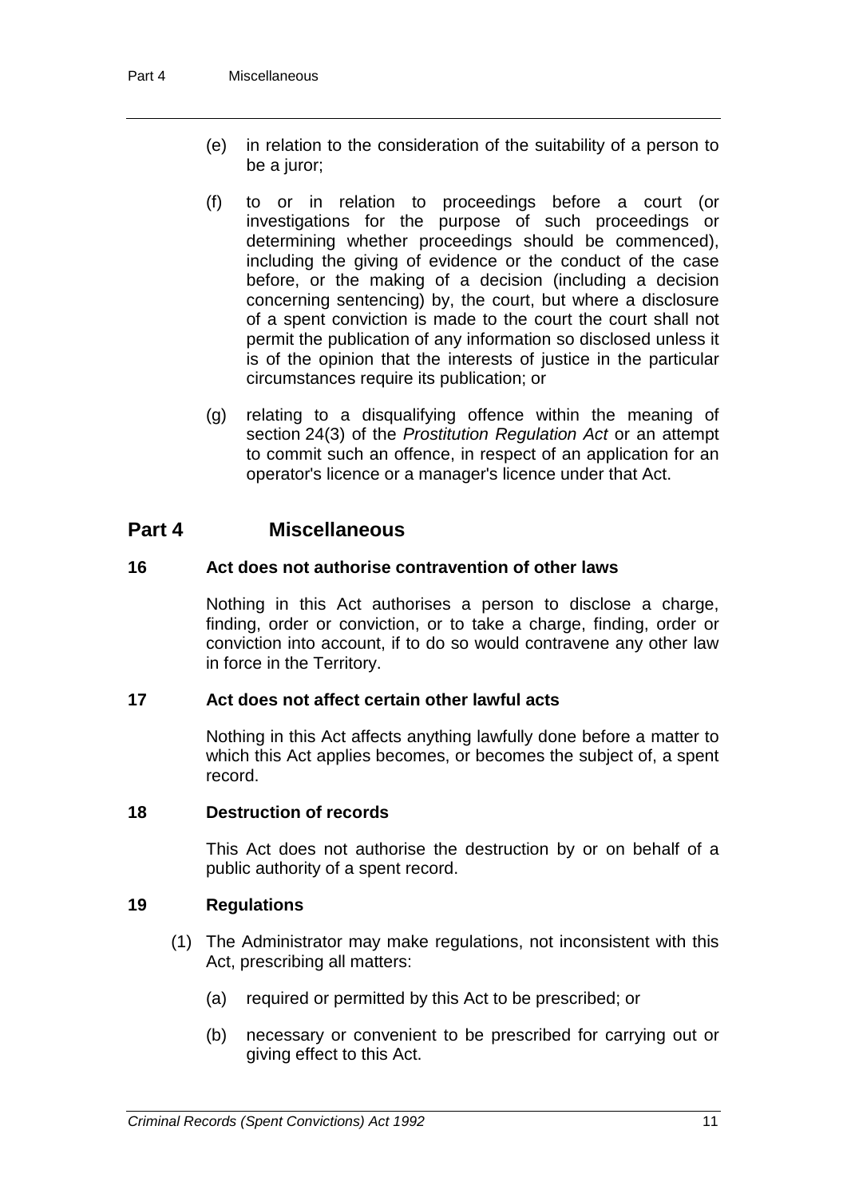(e) in relation to the consideration of the suitability of a person to be a juror;

(f) to or in relation to proceedings before a court (or investigations for the purpose of such proceedings or determining whether proceedings should be commenced), including the giving of evidence or the conduct of the case before, or the making of a decision (including a decision concerning sentencing) by, the court, but where a disclosure of a spent conviction is made to the court the court shall not permit the publication of any information so disclosed unless it is of the opinion that the interests of justice in the particular circumstances require its publication; or

(g) relating to a disqualifying offence within the meaning of section 24(3) of the *Prostitution Regulation Act* or an attempt to commit such an offence, in respect of an application for an operator's licence or a manager's licence under that Act.

## Part 4 Miscellaneous

### 16 Act does not authorise contravention of other laws

Nothing in this Act authorises a person to disclose a charge, finding, order or conviction, or to take a charge, finding, order or conviction into account, if to do so would contravene any other law in force in the Territory.

### 17 Act does not affect certain other lawful acts

Nothing in this Act affects anything lawfully done before a matter to which this Act applies becomes, or becomes the subject of, a spent record.

### 18 Destruction of records

This Act does not authorise the destruction by or on behalf of a public authority of a spent record.

### 19 Regulations

(1) The Administrator may make regulations, not inconsistent with this Act, prescribing all matters:

(a) required or permitted by this Act to be prescribed; or

(b) necessary or convenient to be prescribed for carrying out or giving effect to this Act.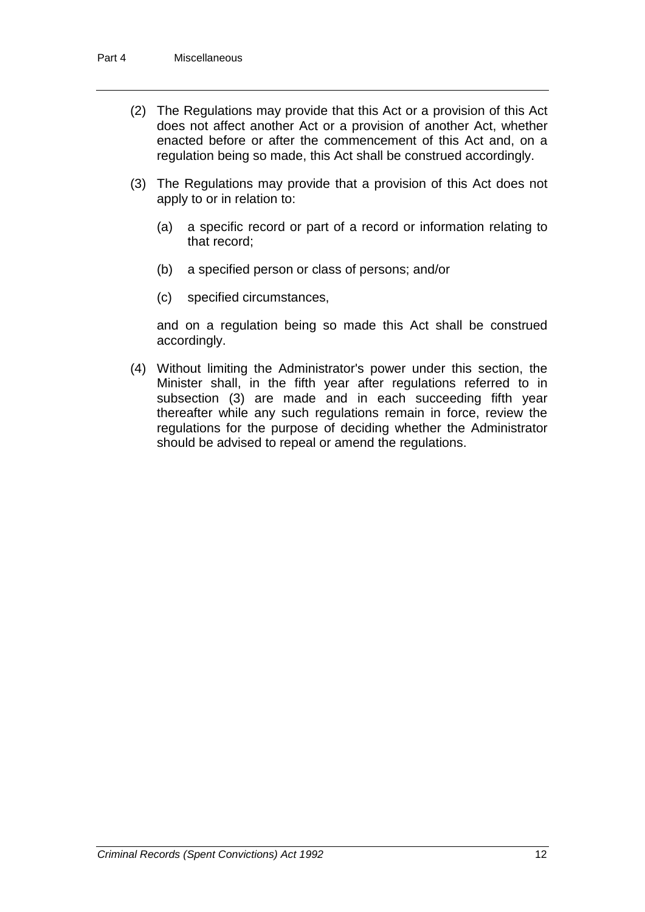(2) The Regulations may provide that this Act or a provision of this Act does not affect another Act or a provision of another Act, whether enacted before or after the commencement of this Act and, on a regulation being so made, this Act shall be construed accordingly.

(3) The Regulations may provide that a provision of this Act does not apply to or in relation to:

   (a) a specific record or part of a record or information relating to that record;

   (b) a specified person or class of persons; and/or

   (c) specified circumstances,

   and on a regulation being so made this Act shall be construed accordingly.

(4) Without limiting the Administrator's power under this section, the Minister shall, in the fifth year after regulations referred to in subsection (3) are made and in each succeeding fifth year thereafter while any such regulations remain in force, review the regulations for the purpose of deciding whether the Administrator should be advised to repeal or amend the regulations.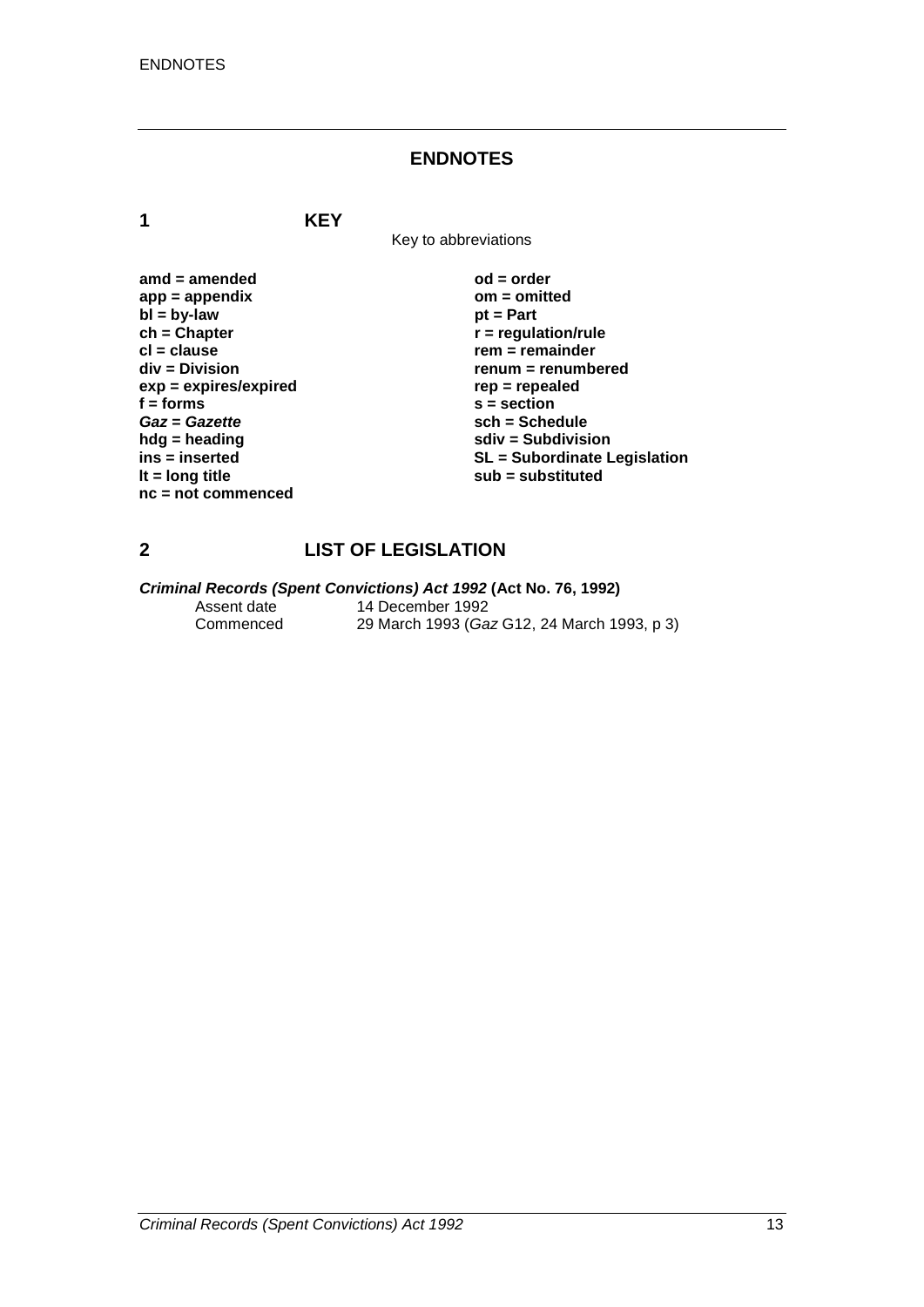## ENDNOTES

### 1 KEY

Key to abbreviations

**amd = amended**
**app = appendix**
**bl = by-law**
**ch = Chapter**
**cl = clause**
**div = Division**
**exp = expires/expired**
**f = forms**
***Gaz* = *Gazette***
**hdg = heading**
**ins = inserted**
**lt = long title**
**nc = not commenced**
**od = order**
**om = omitted**
**pt = Part**
**r = regulation/rule**
**rem = remainder**
**renum = renumbered**
**rep = repealed**
**s = section**
**sch = Schedule**
**sdiv = Subdivision**
**SL = Subordinate Legislation**
**sub = substituted**

### 2 LIST OF LEGISLATION

***Criminal Records (Spent Convictions) Act 1992* (Act No. 76, 1992)**

| | |
|---|---|
| Assent date | 14 December 1992 |
| Commenced | 29 March 1993 (*Gaz* G12, 24 March 1993, p 3) |